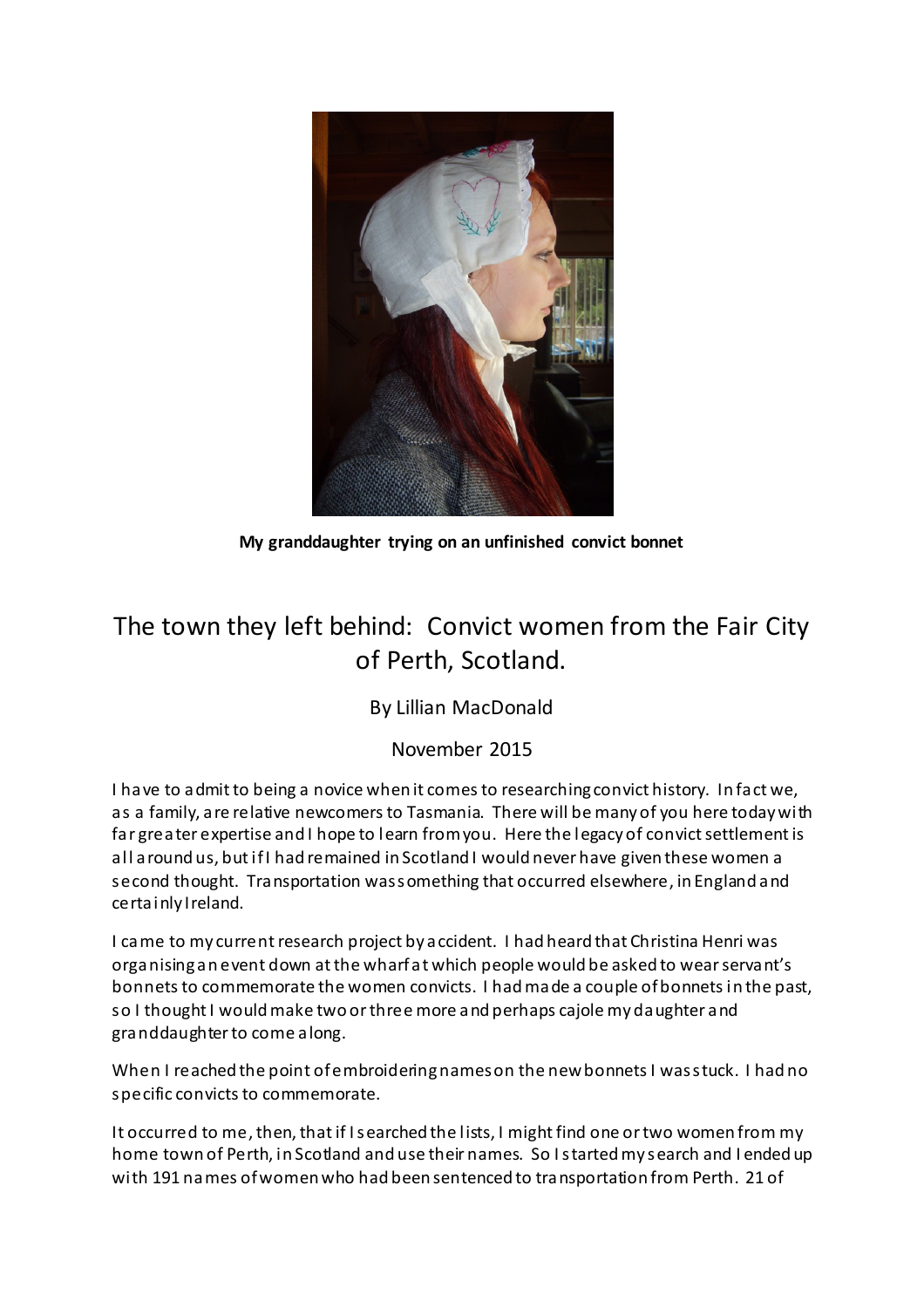**My granddaughter trying on an unfinished convict bonnet**

# The town they left behind: Convict women from the Fair City of Perth, Scotland.

By Lillian MacDonald

November 2015

I have to admit to being a novice when it comes to researching convict history. In fact we, as a family, are relative newcomers to Tasmania. There will be many of you here today with far greater expertise and I hope to learn from you. Here the legacy of convict settlement is all around us, but if I had remained in Scotland I would never have given these women a second thought. Transportation was something that occurred elsewhere, in England and certainly Ireland.

I came to my current research project by accident. I had heard that Christina Henri was organising an event down at the wharf at which people would be asked to wear servant's bonnets to commemorate the women convicts. I had made a couple of bonnets in the past, so I thought I would make two or three more and perhaps cajole my daughter and granddaughter to come along.

When I reached the point of embroidering names on the new bonnets I was stuck. I had no specific convicts to commemorate.

It occurred to me, then, that if I searched the lists, I might find one or two women from my home town of Perth, in Scotland and use their names. So I started my search and I ended up with 191 names of women who had been sentenced to transportation from Perth. 21 of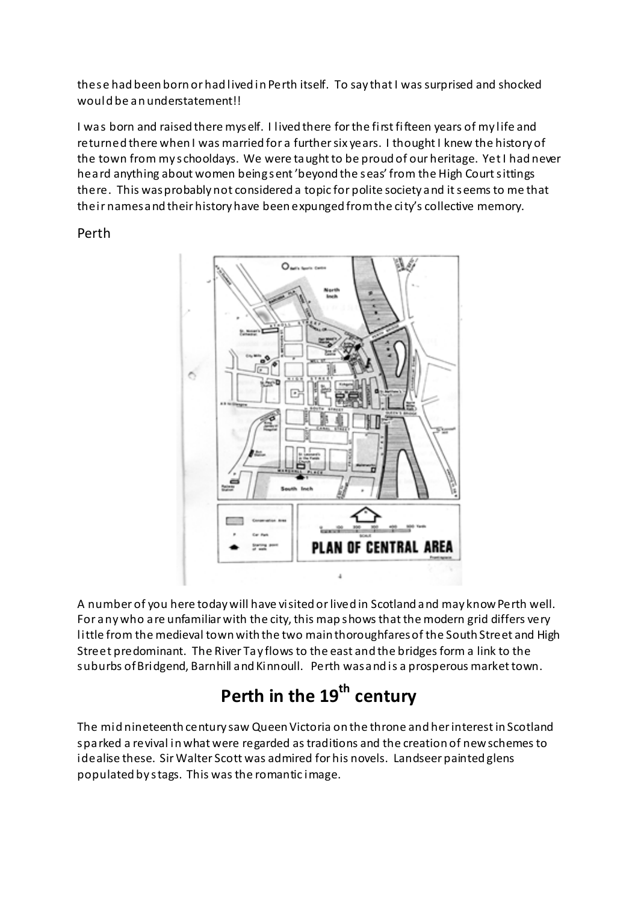these had been born or had lived in Perth itself. To say that I was surprised and shocked would be an understatement!!

I was born and raised there myself. I lived there for the first fifteen years of my life and returned there when I was married for a further six years. I thought I knew the history of the town from my schooldays. We were taught to be proud of our heritage. Yet I had never heard anything about women being sent 'beyond the seas' from the High Court sittings there. This was probably not considered a topic for polite society and it seems to me that their names and their history have been expunged from the city's collective memory.

Perth

A number of you here today will have visited or lived in Scotland and may know Perth well. For any who are unfamiliar with the city, this map shows that the modern grid differs very little from the medieval town with the two main thoroughfares of the South Street and High Street predominant. The River Tay flows to the east and the bridges form a link to the suburbs of Bridgend, Barnhill and Kinnoull. Perth was and is a prosperous market town.

# Perth in the 19th century

The mid nineteenth century saw Queen Victoria on the throne and her interest in Scotland sparked a revival in what were regarded as traditions and the creation of new schemes to idealise these. Sir Walter Scott was admired for his novels. Landseer painted glens populated by stags. This was the romantic image.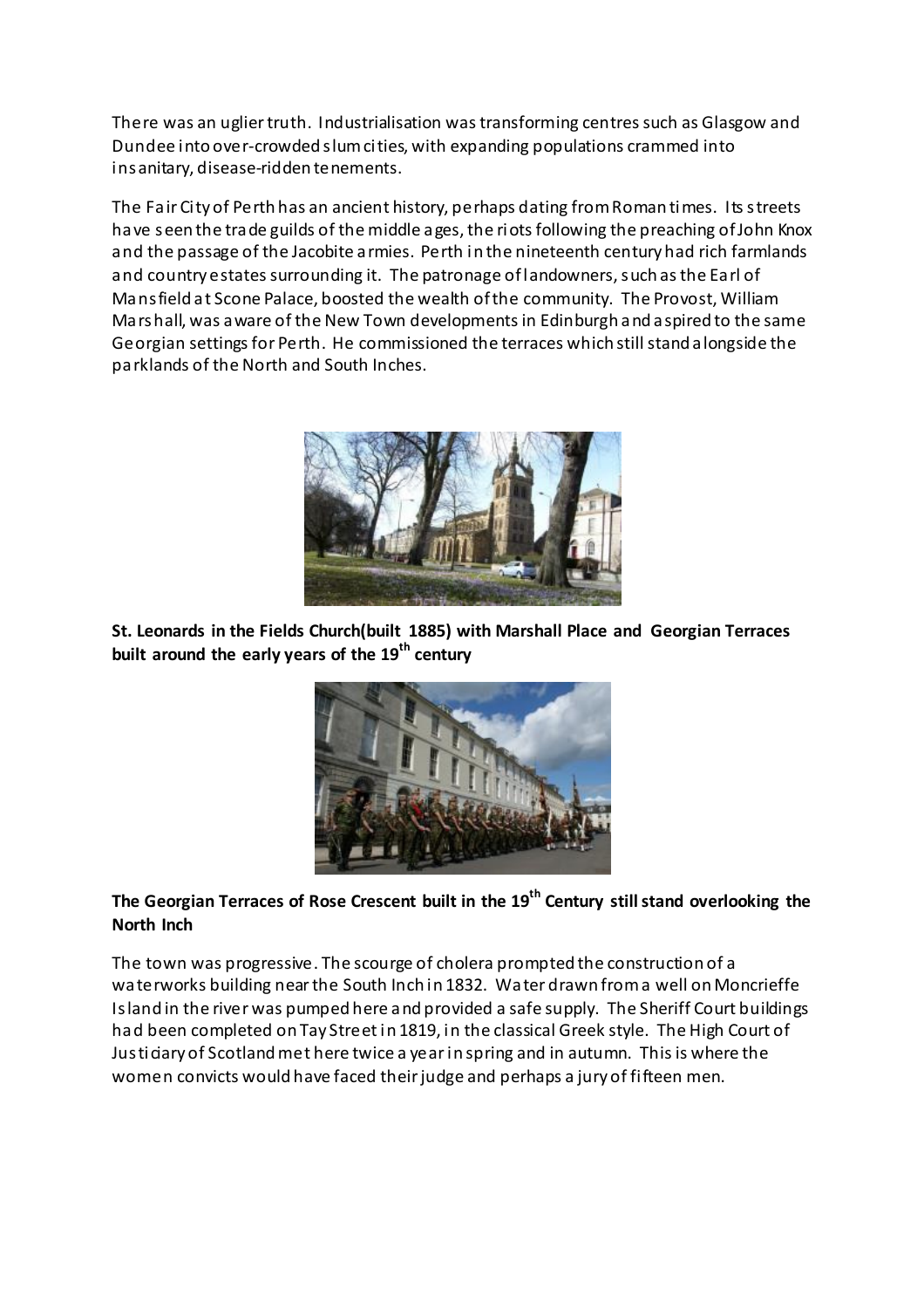There was an uglier truth. Industrialisation was transforming centres such as Glasgow and Dundee into over-crowded slum cities, with expanding populations crammed into insanitary, disease-ridden tenements.

The Fair City of Perth has an ancient history, perhaps dating from Roman times. Its streets have seen the trade guilds of the middle ages, the riots following the preaching of John Knox and the passage of the Jacobite armies. Perth in the nineteenth century had rich farmlands and country estates surrounding it. The patronage of landowners, such as the Earl of Mansfield at Scone Palace, boosted the wealth of the community. The Provost, William Marshall, was aware of the New Town developments in Edinburgh and aspired to the same Georgian settings for Perth. He commissioned the terraces which still stand alongside the parklands of the North and South Inches.

**St. Leonards in the Fields Church(built 1885) with Marshall Place and Georgian Terraces built around the early years of the 19th century**

**The Georgian Terraces of Rose Crescent built in the 19th Century still stand overlooking the North Inch**

The town was progressive. The scourge of cholera prompted the construction of a waterworks building near the South Inch in 1832. Water drawn from a well on Moncrieffe Island in the river was pumped here and provided a safe supply. The Sheriff Court buildings had been completed on Tay Street in 1819, in the classical Greek style. The High Court of Justiciary of Scotland met here twice a year in spring and in autumn. This is where the women convicts would have faced their judge and perhaps a jury of fifteen men.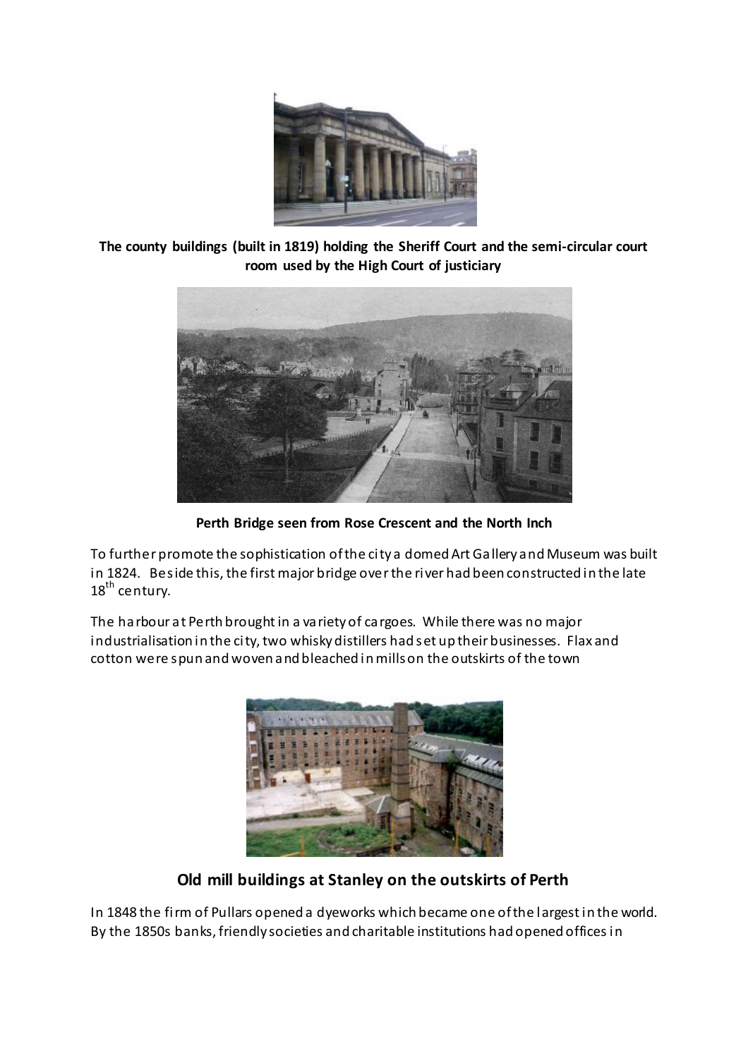**The county buildings (built in 1819) holding the Sheriff Court and the semi-circular court room used by the High Court of justiciary**

**Perth Bridge seen from Rose Crescent and the North Inch**

To further promote the sophistication of the city a domed Art Gallery and Museum was built in 1824. Beside this, the first major bridge over the river had been constructed in the late 18th century.

The harbour at Perth brought in a variety of cargoes. While there was no major industrialisation in the city, two whisky distillers had set up their businesses. Flax and cotton were spun and woven and bleached in mills on the outskirts of the town

**Old mill buildings at Stanley on the outskirts of Perth**

In 1848 the firm of Pullars opened a dyeworks which became one of the largest in the world. By the 1850s banks, friendly societies and charitable institutions had opened offices in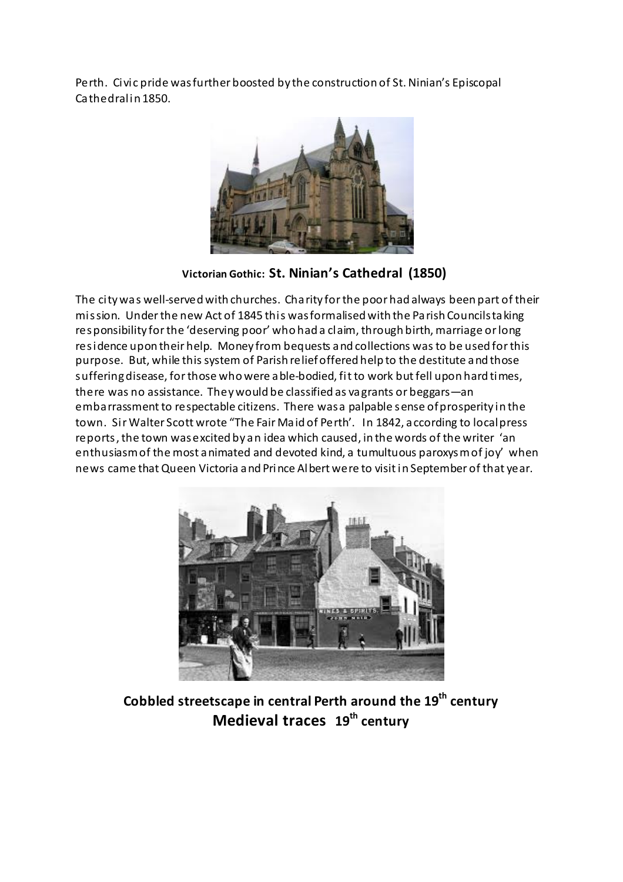Perth. Civic pride was further boosted by the construction of St. Ninian's Episcopal Cathedral in 1850.

**Victorian Gothic: St. Ninian's Cathedral (1850)**

The city was well-served with churches. Charity for the poor had always been part of their mission. Under the new Act of 1845 this was formalised with the Parish Councils taking responsibility for the 'deserving poor' who had a claim, through birth, marriage or long residence upon their help. Money from bequests and collections was to be used for this purpose. But, while this system of Parish relief offered help to the destitute and those suffering disease, for those who were able-bodied, fit to work but fell upon hard times, there was no assistance. They would be classified as vagrants or beggars—an embarrassment to respectable citizens. There was a palpable sense of prosperity in the town. Sir Walter Scott wrote "The Fair Maid of Perth'. In 1842, according to local press reports, the town was excited by an idea which caused, in the words of the writer 'an enthusiasm of the most animated and devoted kind, a tumultuous paroxysm of joy' when news came that Queen Victoria and Prince Albert were to visit in September of that year.

**Cobbled streetscape in central Perth around the 19th century**
**Medieval traces 19th century**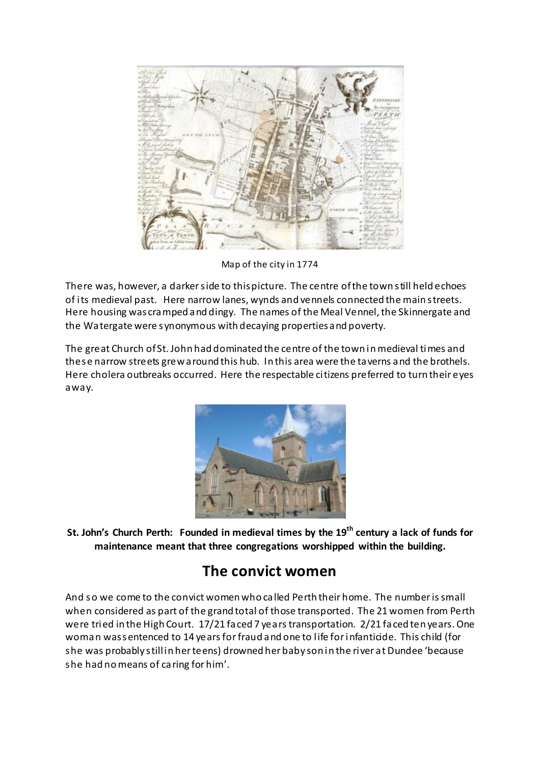Map of the city in 1774

There was, however, a darker side to this picture. The centre of the town still held echoes of its medieval past. Here narrow lanes, wynds and vennels connected the main streets. Here housing was cramped and dingy. The names of the Meal Vennel, the Skinnergate and the Watergate were synonymous with decaying properties and poverty.

The great Church of St. John had dominated the centre of the town in medieval times and these narrow streets grew around this hub. In this area were the taverns and the brothels. Here cholera outbreaks occurred. Here the respectable citizens preferred to turn their eyes away.

**St. John's Church Perth: Founded in medieval times by the 19th century a lack of funds for maintenance meant that three congregations worshipped within the building.**

## The convict women

And so we come to the convict women who called Perth their home. The number is small when considered as part of the grand total of those transported. The 21 women from Perth were tried in the High Court. 17/21 faced 7 years transportation. 2/21 faced ten years. One woman was sentenced to 14 years for fraud and one to life for infanticide. This child (for she was probably still in her teens) drowned her baby son in the river at Dundee 'because she had no means of caring for him'.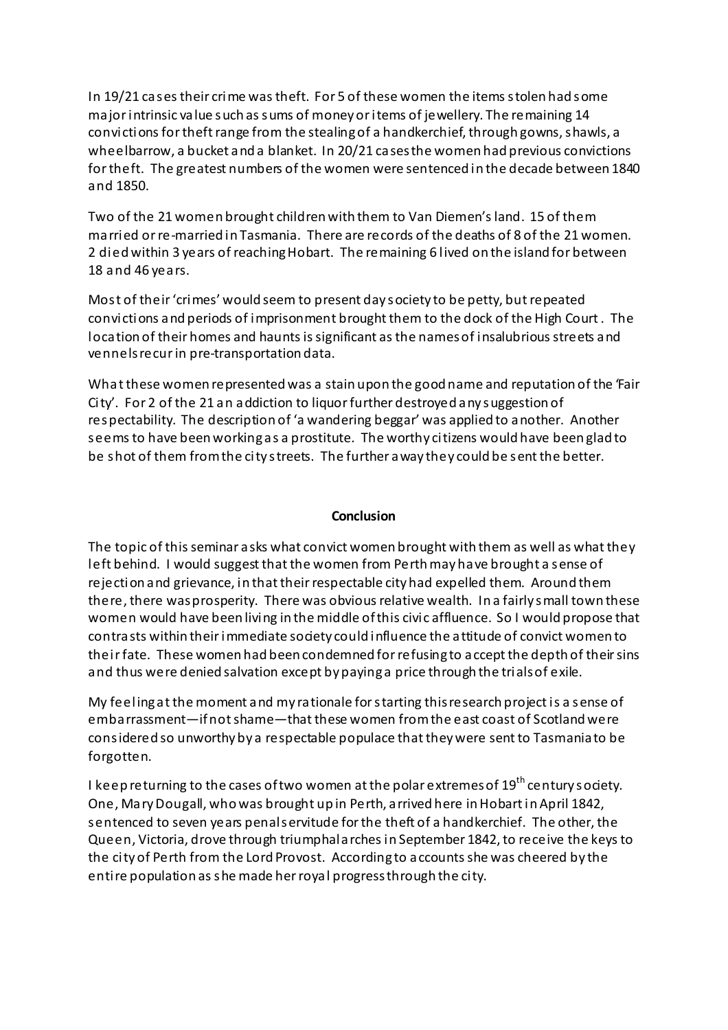In 19/21 cases their crime was theft. For 5 of these women the items stolen had some major intrinsic value such as sums of money or items of jewellery. The remaining 14 convictions for theft range from the stealing of a handkerchief, through gowns, shawls, a wheelbarrow, a bucket and a blanket. In 20/21 cases the women had previous convictions for theft. The greatest numbers of the women were sentenced in the decade between 1840 and 1850.

Two of the 21 women brought children with them to Van Diemen's land. 15 of them married or re-married in Tasmania. There are records of the deaths of 8 of the 21 women. 2 died within 3 years of reaching Hobart. The remaining 6 lived on the island for between 18 and 46 years.

Most of their 'crimes' would seem to present day society to be petty, but repeated convictions and periods of imprisonment brought them to the dock of the High Court. The location of their homes and haunts is significant as the names of insalubrious streets and vennels recur in pre-transportation data.

What these women represented was a stain upon the good name and reputation of the 'Fair City'. For 2 of the 21 an addiction to liquor further destroyed any suggestion of respectability. The description of 'a wandering beggar' was applied to another. Another seems to have been working as a prostitute. The worthy citizens would have been glad to be shot of them from the city streets. The further away they could be sent the better.

**Conclusion**

The topic of this seminar asks what convict women brought with them as well as what they left behind. I would suggest that the women from Perth may have brought a sense of rejection and grievance, in that their respectable city had expelled them. Around them there, there was prosperity. There was obvious relative wealth. In a fairly small town these women would have been living in the middle of this civic affluence. So I would propose that contrasts within their immediate society could influence the attitude of convict women to their fate. These women had been condemned for refusing to accept the depth of their sins and thus were denied salvation except by paying a price through the trials of exile.

My feeling at the moment and my rationale for starting this research project is a sense of embarrassment—if not shame—that these women from the east coast of Scotland were considered so unworthy by a respectable populace that they were sent to Tasmania to be forgotten.

I keep returning to the cases of two women at the polar extremes of 19th century society. One, Mary Dougall, who was brought up in Perth, arrived here in Hobart in April 1842, sentenced to seven years penal servitude for the theft of a handkerchief. The other, the Queen, Victoria, drove through triumphal arches in September 1842, to receive the keys to the city of Perth from the Lord Provost. According to accounts she was cheered by the entire population as she made her royal progress through the city.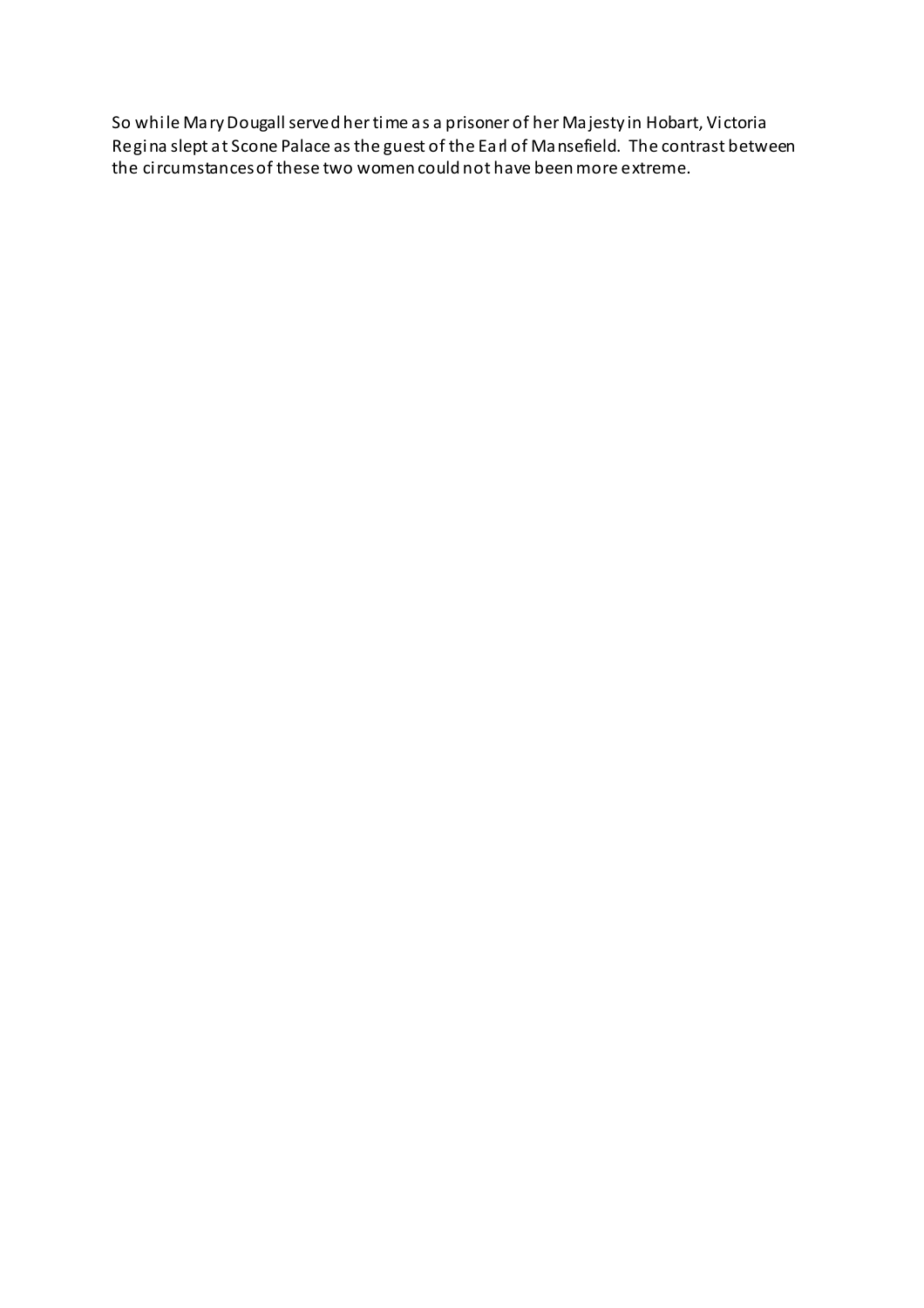So while Mary Dougall served her time as a prisoner of her Majesty in Hobart, Victoria Regina slept at Scone Palace as the guest of the Earl of Mansefield. The contrast between the circumstances of these two women could not have been more extreme.